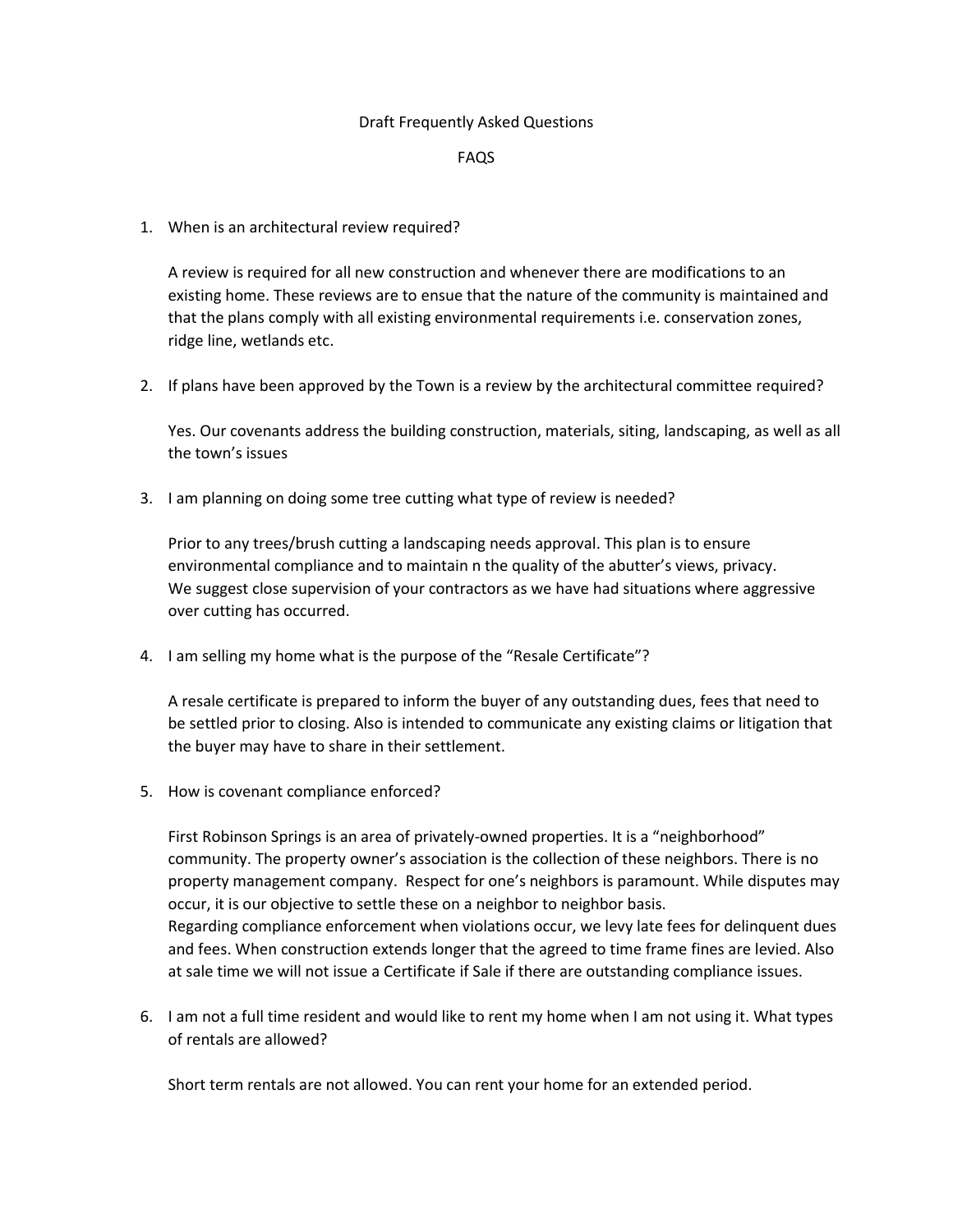Draft Frequently Asked Questions

FAQS

1. When is an architectural review required?

   A review is required for all new construction and whenever there are modifications to an existing home. These reviews are to ensue that the nature of the community is maintained and that the plans comply with all existing environmental requirements i.e. conservation zones, ridge line, wetlands etc.

2. If plans have been approved by the Town is a review by the architectural committee required?

   Yes. Our covenants address the building construction, materials, siting, landscaping, as well as all the town's issues

3. I am planning on doing some tree cutting what type of review is needed?

   Prior to any trees/brush cutting a landscaping needs approval. This plan is to ensure environmental compliance and to maintain n the quality of the abutter's views, privacy.
   We suggest close supervision of your contractors as we have had situations where aggressive over cutting has occurred.

4. I am selling my home what is the purpose of the "Resale Certificate"?

   A resale certificate is prepared to inform the buyer of any outstanding dues, fees that need to be settled prior to closing. Also is intended to communicate any existing claims or litigation that the buyer may have to share in their settlement.

5. How is covenant compliance enforced?

   First Robinson Springs is an area of privately-owned properties. It is a "neighborhood" community. The property owner's association is the collection of these neighbors. There is no property management company. Respect for one's neighbors is paramount. While disputes may occur, it is our objective to settle these on a neighbor to neighbor basis.
   Regarding compliance enforcement when violations occur, we levy late fees for delinquent dues and fees. When construction extends longer that the agreed to time frame fines are levied. Also at sale time we will not issue a Certificate if Sale if there are outstanding compliance issues.

6. I am not a full time resident and would like to rent my home when I am not using it. What types of rentals are allowed?

   Short term rentals are not allowed. You can rent your home for an extended period.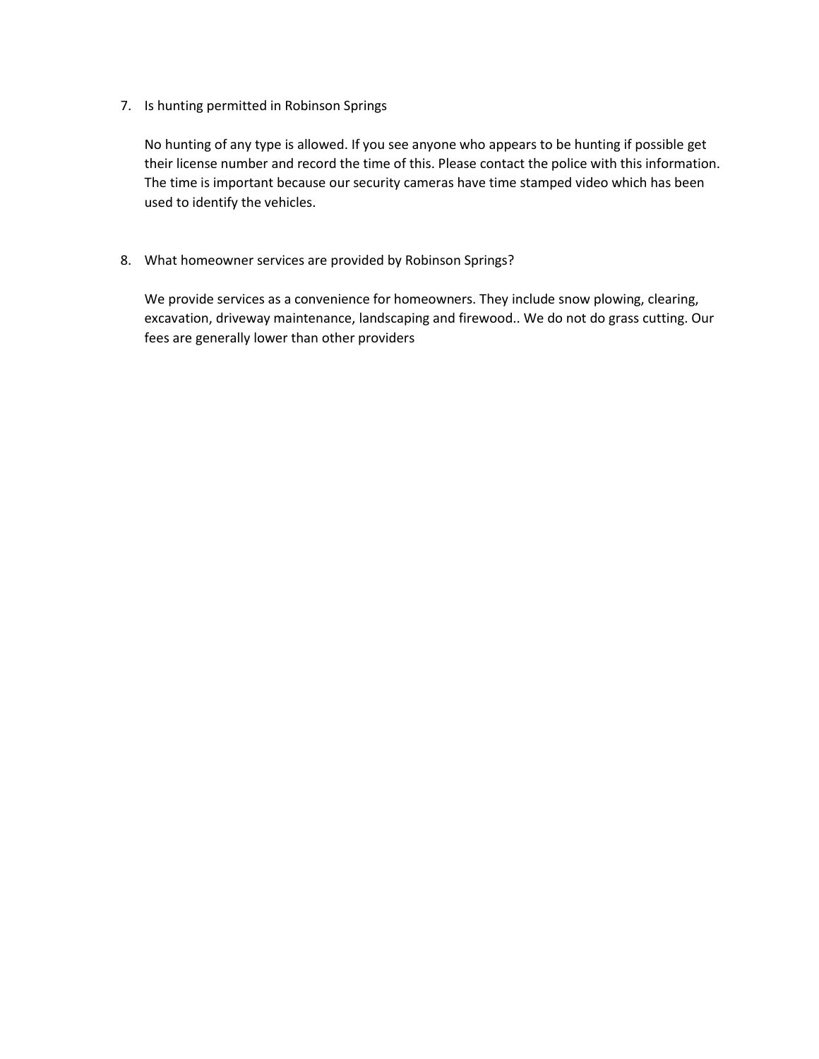7. Is hunting permitted in Robinson Springs

   No hunting of any type is allowed. If you see anyone who appears to be hunting if possible get their license number and record the time of this. Please contact the police with this information. The time is important because our security cameras have time stamped video which has been used to identify the vehicles.

8. What homeowner services are provided by Robinson Springs?

   We provide services as a convenience for homeowners. They include snow plowing, clearing, excavation, driveway maintenance, landscaping and firewood.. We do not do grass cutting. Our fees are generally lower than other providers